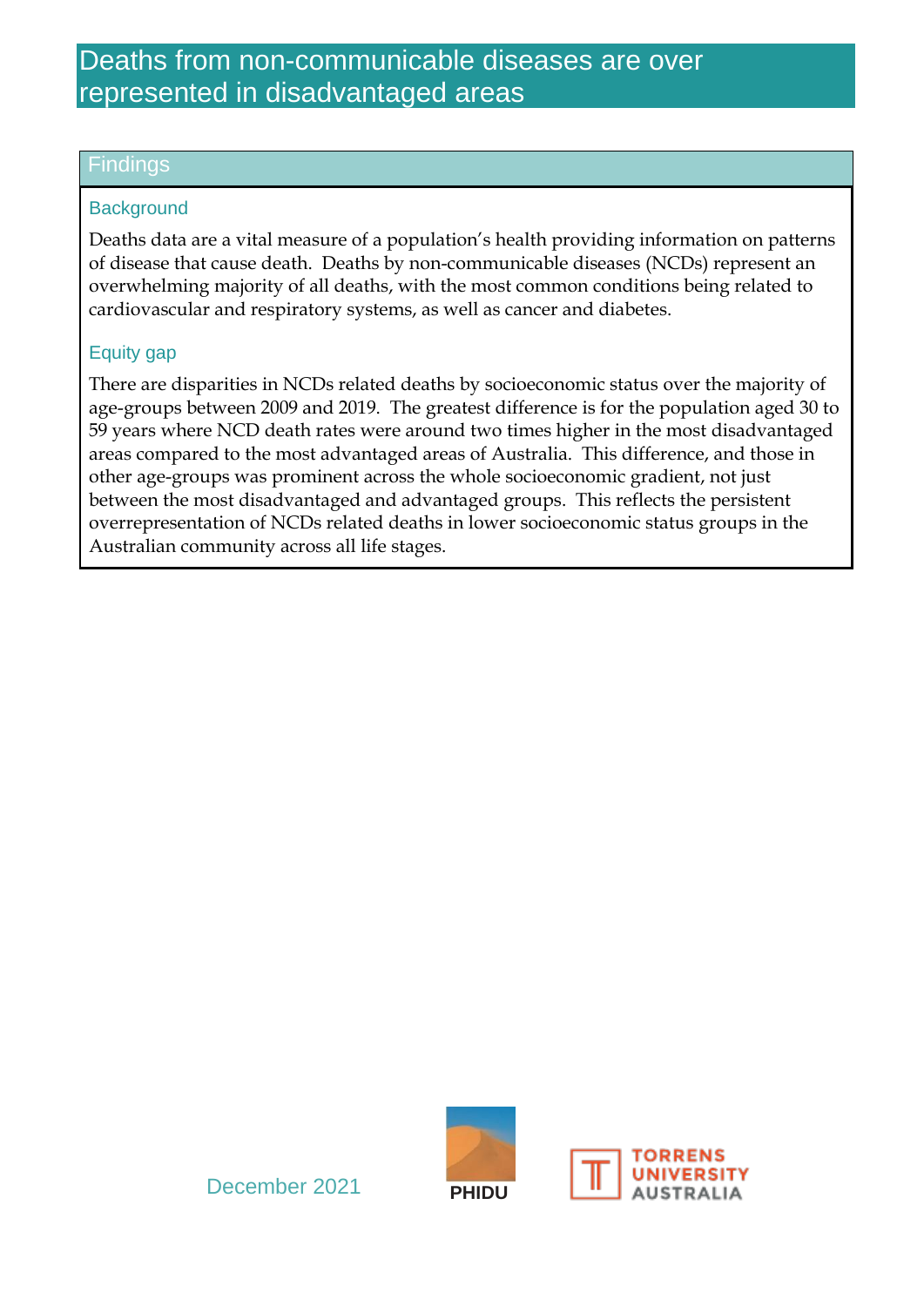# Deaths from non-communicable diseases are over represented in disadvantaged areas

## Findings

### Background

Deaths data are a vital measure of a population's health providing information on patterns of disease that cause death. Deaths by non-communicable diseases (NCDs) represent an overwhelming majority of all deaths, with the most common conditions being related to cardiovascular and respiratory systems, as well as cancer and diabetes.

### Equity gap

There are disparities in NCDs related deaths by socioeconomic status over the majority of age-groups between 2009 and 2019. The greatest difference is for the population aged 30 to 59 years where NCD death rates were around two times higher in the most disadvantaged areas compared to the most advantaged areas of Australia. This difference, and those in other age-groups was prominent across the whole socioeconomic gradient, not just between the most disadvantaged and advantaged groups. This reflects the persistent overrepresentation of NCDs related deaths in lower socioeconomic status groups in the Australian community across all life stages.

December 2021

PHIDU

TORRENS UNIVERSITY AUSTRALIA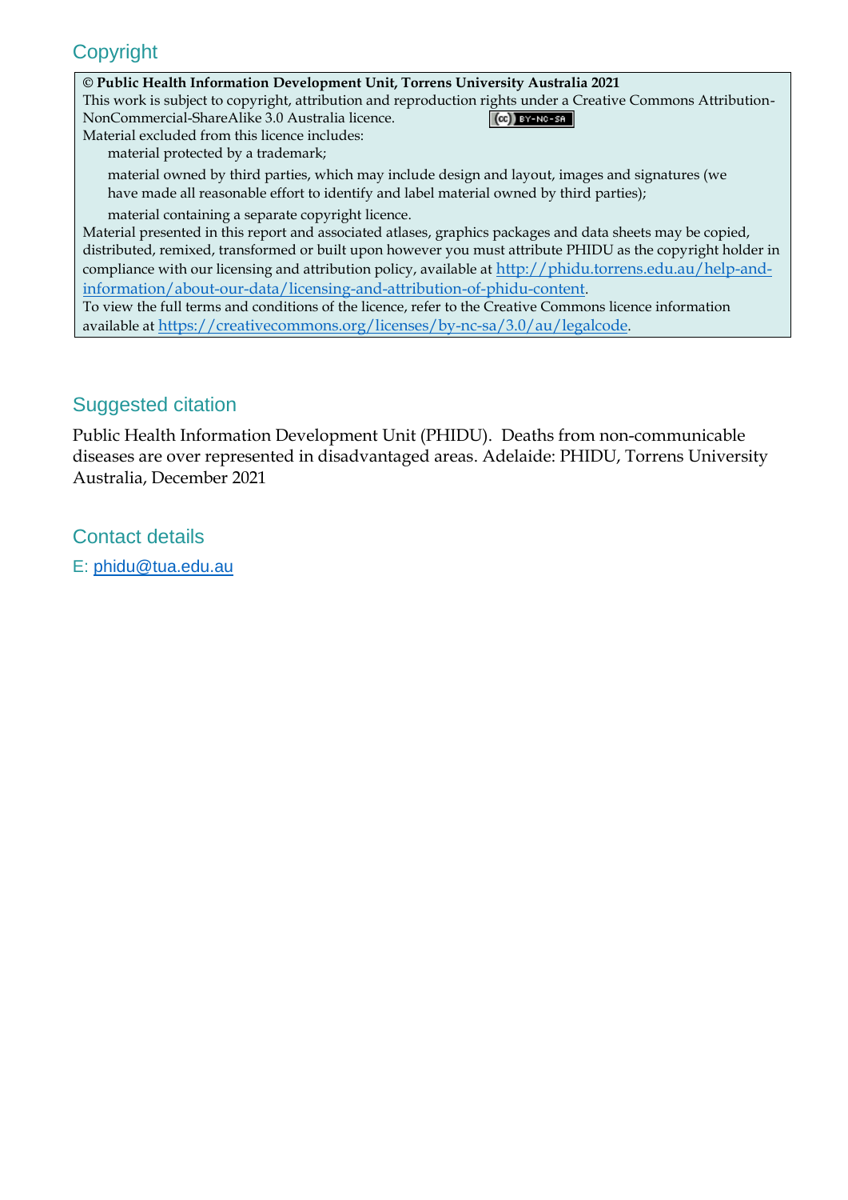## Copyright

**© Public Health Information Development Unit, Torrens University Australia 2021**

This work is subject to copyright, attribution and reproduction rights under a Creative Commons Attribution-NonCommercial-ShareAlike 3.0 Australia licence.

Material excluded from this licence includes:

- material protected by a trademark;
- material owned by third parties, which may include design and layout, images and signatures (we have made all reasonable effort to identify and label material owned by third parties);
- material containing a separate copyright licence.

Material presented in this report and associated atlases, graphics packages and data sheets may be copied, distributed, remixed, transformed or built upon however you must attribute PHIDU as the copyright holder in compliance with our licensing and attribution policy, available at http://phidu.torrens.edu.au/help-and-information/about-our-data/licensing-and-attribution-of-phidu-content.

To view the full terms and conditions of the licence, refer to the Creative Commons licence information available at https://creativecommons.org/licenses/by-nc-sa/3.0/au/legalcode.

## Suggested citation

Public Health Information Development Unit (PHIDU). Deaths from non-communicable diseases are over represented in disadvantaged areas. Adelaide: PHIDU, Torrens University Australia, December 2021

## Contact details

E: phidu@tua.edu.au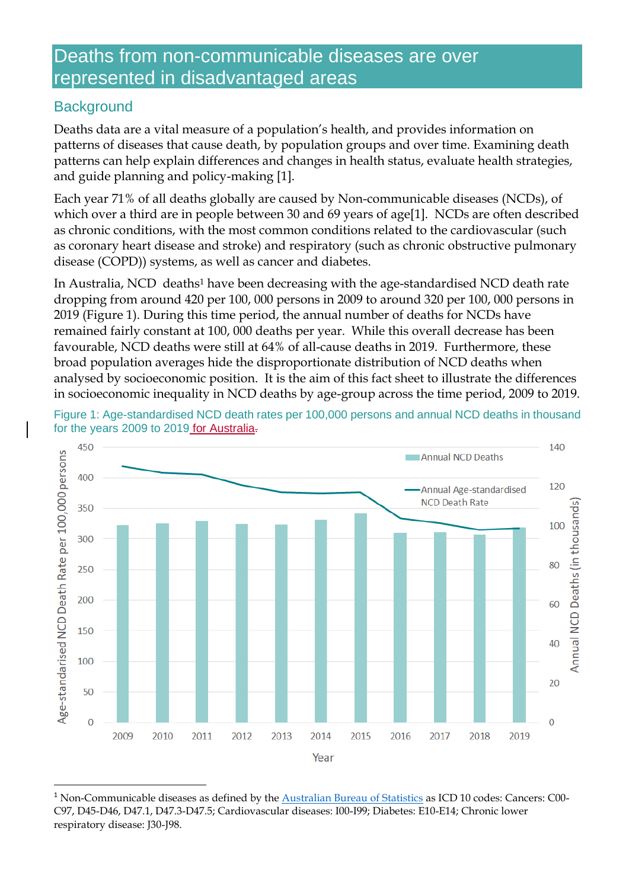# Deaths from non-communicable diseases are over represented in disadvantaged areas

## Background

Deaths data are a vital measure of a population's health, and provides information on patterns of diseases that cause death, by population groups and over time. Examining death patterns can help explain differences and changes in health status, evaluate health strategies, and guide planning and policy-making [1].

Each year 71% of all deaths globally are caused by Non-communicable diseases (NCDs), of which over a third are in people between 30 and 69 years of age[1]. NCDs are often described as chronic conditions, with the most common conditions related to the cardiovascular (such as coronary heart disease and stroke) and respiratory (such as chronic obstructive pulmonary disease (COPD)) systems, as well as cancer and diabetes.

In Australia, NCD deaths[1] have been decreasing with the age-standardised NCD death rate dropping from around 420 per 100, 000 persons in 2009 to around 320 per 100, 000 persons in 2019 (Figure 1). During this time period, the annual number of deaths for NCDs have remained fairly constant at 100, 000 deaths per year. While this overall decrease has been favourable, NCD deaths were still at 64% of all-cause deaths in 2019. Furthermore, these broad population averages hide the disproportionate distribution of NCD deaths when analysed by socioeconomic position. It is the aim of this fact sheet to illustrate the differences in socioeconomic inequality in NCD deaths by age-group across the time period, 2009 to 2019.

Figure 1: Age-standardised NCD death rates per 100,000 persons and annual NCD deaths in thousand for the years 2009 to 2019 for Australia.

[1] Non-Communicable diseases as defined by the Australian Bureau of Statistics as ICD 10 codes: Cancers: C00-C97, D45-D46, D47.1, D47.3-D47.5; Cardiovascular diseases: I00-I99; Diabetes: E10-E14; Chronic lower respiratory disease: J30-J98.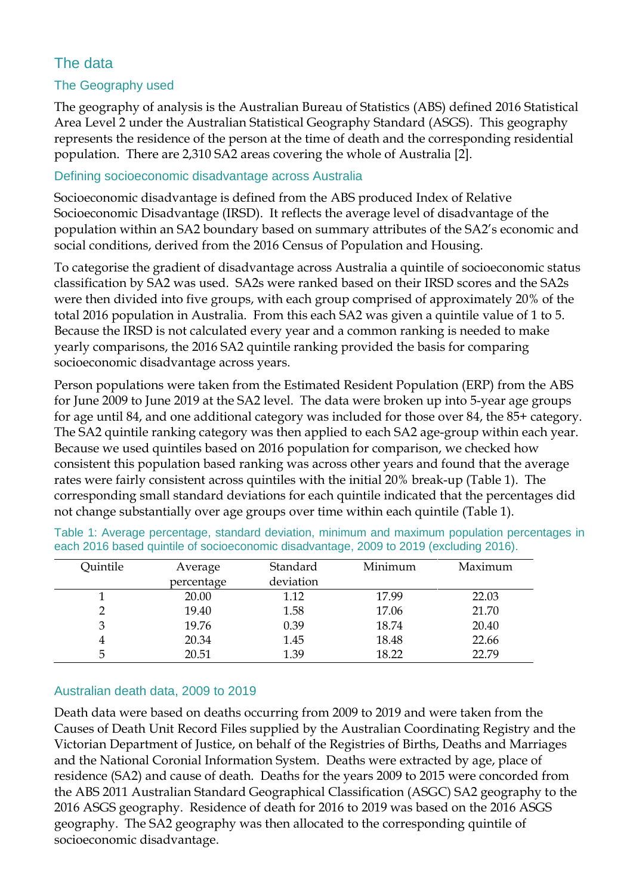## The data

### The Geography used

The geography of analysis is the Australian Bureau of Statistics (ABS) defined 2016 Statistical Area Level 2 under the Australian Statistical Geography Standard (ASGS). This geography represents the residence of the person at the time of death and the corresponding residential population. There are 2,310 SA2 areas covering the whole of Australia [2].

### Defining socioeconomic disadvantage across Australia

Socioeconomic disadvantage is defined from the ABS produced Index of Relative Socioeconomic Disadvantage (IRSD). It reflects the average level of disadvantage of the population within an SA2 boundary based on summary attributes of the SA2's economic and social conditions, derived from the 2016 Census of Population and Housing.

To categorise the gradient of disadvantage across Australia a quintile of socioeconomic status classification by SA2 was used. SA2s were ranked based on their IRSD scores and the SA2s were then divided into five groups, with each group comprised of approximately 20% of the total 2016 population in Australia. From this each SA2 was given a quintile value of 1 to 5. Because the IRSD is not calculated every year and a common ranking is needed to make yearly comparisons, the 2016 SA2 quintile ranking provided the basis for comparing socioeconomic disadvantage across years.

Person populations were taken from the Estimated Resident Population (ERP) from the ABS for June 2009 to June 2019 at the SA2 level. The data were broken up into 5-year age groups for age until 84, and one additional category was included for those over 84, the 85+ category. The SA2 quintile ranking category was then applied to each SA2 age-group within each year. Because we used quintiles based on 2016 population for comparison, we checked how consistent this population based ranking was across other years and found that the average rates were fairly consistent across quintiles with the initial 20% break-up (Table 1). The corresponding small standard deviations for each quintile indicated that the percentages did not change substantially over age groups over time within each quintile (Table 1).

Table 1: Average percentage, standard deviation, minimum and maximum population percentages in each 2016 based quintile of socioeconomic disadvantage, 2009 to 2019 (excluding 2016).

| Quintile | Average percentage | Standard deviation | Minimum | Maximum |
|---|---|---|---|---|
| 1 | 20.00 | 1.12 | 17.99 | 22.03 |
| 2 | 19.40 | 1.58 | 17.06 | 21.70 |
| 3 | 19.76 | 0.39 | 18.74 | 20.40 |
| 4 | 20.34 | 1.45 | 18.48 | 22.66 |
| 5 | 20.51 | 1.39 | 18.22 | 22.79 |

### Australian death data, 2009 to 2019

Death data were based on deaths occurring from 2009 to 2019 and were taken from the Causes of Death Unit Record Files supplied by the Australian Coordinating Registry and the Victorian Department of Justice, on behalf of the Registries of Births, Deaths and Marriages and the National Coronial Information System. Deaths were extracted by age, place of residence (SA2) and cause of death. Deaths for the years 2009 to 2015 were concorded from the ABS 2011 Australian Standard Geographical Classification (ASGC) SA2 geography to the 2016 ASGS geography. Residence of death for 2016 to 2019 was based on the 2016 ASGS geography. The SA2 geography was then allocated to the corresponding quintile of socioeconomic disadvantage.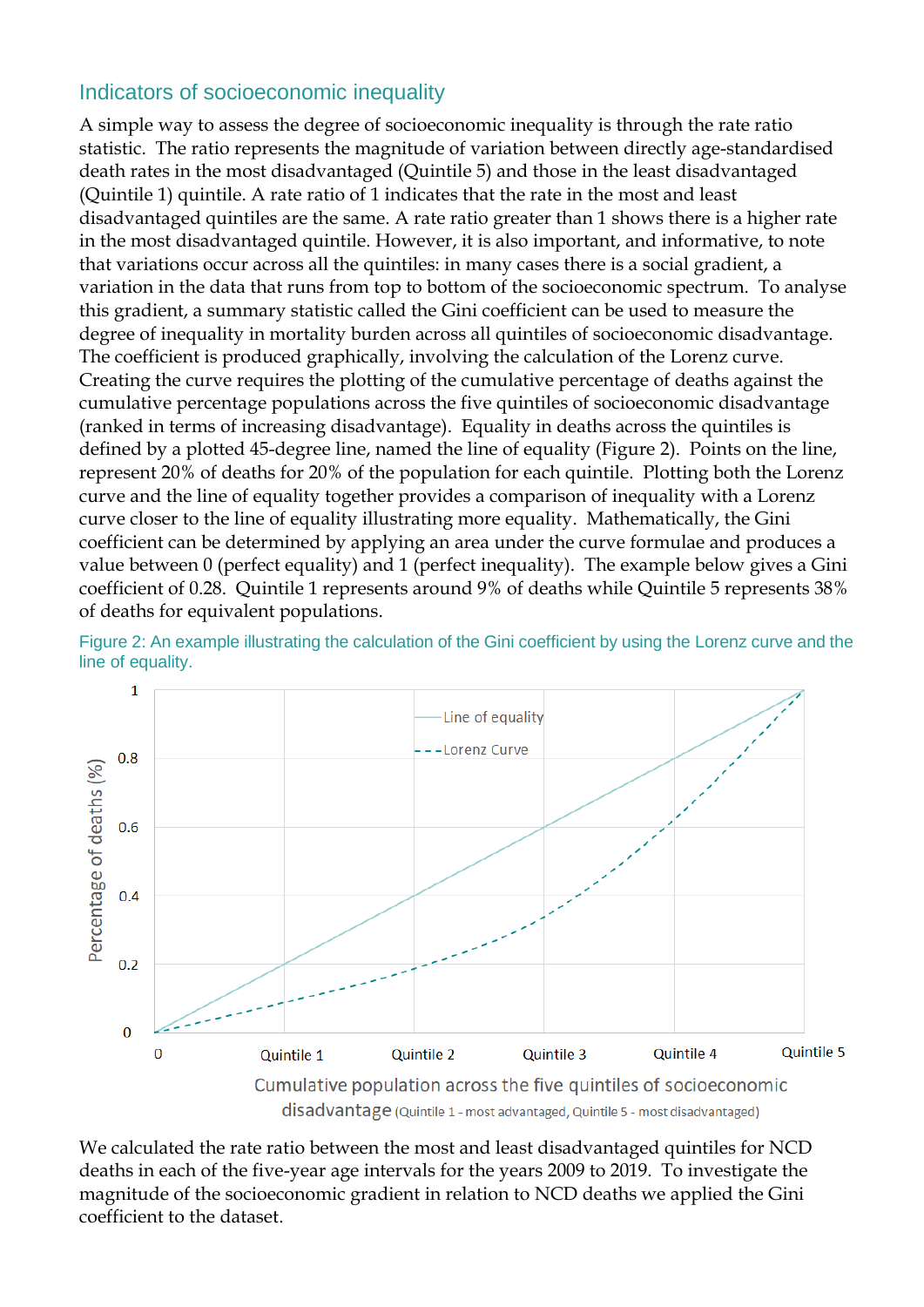## Indicators of socioeconomic inequality

A simple way to assess the degree of socioeconomic inequality is through the rate ratio statistic. The ratio represents the magnitude of variation between directly age-standardised death rates in the most disadvantaged (Quintile 5) and those in the least disadvantaged (Quintile 1) quintile. A rate ratio of 1 indicates that the rate in the most and least disadvantaged quintiles are the same. A rate ratio greater than 1 shows there is a higher rate in the most disadvantaged quintile. However, it is also important, and informative, to note that variations occur across all the quintiles: in many cases there is a social gradient, a variation in the data that runs from top to bottom of the socioeconomic spectrum. To analyse this gradient, a summary statistic called the Gini coefficient can be used to measure the degree of inequality in mortality burden across all quintiles of socioeconomic disadvantage. The coefficient is produced graphically, involving the calculation of the Lorenz curve. Creating the curve requires the plotting of the cumulative percentage of deaths against the cumulative percentage populations across the five quintiles of socioeconomic disadvantage (ranked in terms of increasing disadvantage). Equality in deaths across the quintiles is defined by a plotted 45-degree line, named the line of equality (Figure 2). Points on the line, represent 20% of deaths for 20% of the population for each quintile. Plotting both the Lorenz curve and the line of equality together provides a comparison of inequality with a Lorenz curve closer to the line of equality illustrating more equality. Mathematically, the Gini coefficient can be determined by applying an area under the curve formulae and produces a value between 0 (perfect equality) and 1 (perfect inequality). The example below gives a Gini coefficient of 0.28. Quintile 1 represents around 9% of deaths while Quintile 5 represents 38% of deaths for equivalent populations.

Figure 2: An example illustrating the calculation of the Gini coefficient by using the Lorenz curve and the line of equality.

We calculated the rate ratio between the most and least disadvantaged quintiles for NCD deaths in each of the five-year age intervals for the years 2009 to 2019. To investigate the magnitude of the socioeconomic gradient in relation to NCD deaths we applied the Gini coefficient to the dataset.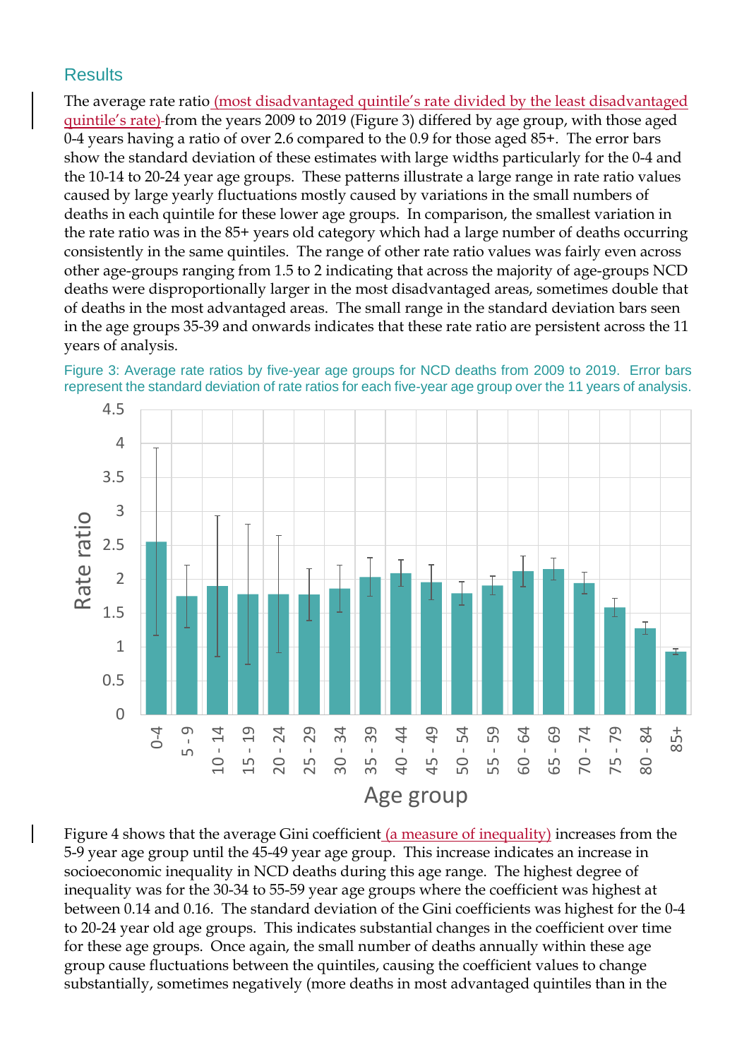## Results

The average rate ratio (most disadvantaged quintile's rate divided by the least disadvantaged quintile's rate) from the years 2009 to 2019 (Figure 3) differed by age group, with those aged 0-4 years having a ratio of over 2.6 compared to the 0.9 for those aged 85+. The error bars show the standard deviation of these estimates with large widths particularly for the 0-4 and the 10-14 to 20-24 year age groups. These patterns illustrate a large range in rate ratio values caused by large yearly fluctuations mostly caused by variations in the small numbers of deaths in each quintile for these lower age groups. In comparison, the smallest variation in the rate ratio was in the 85+ years old category which had a large number of deaths occurring consistently in the same quintiles. The range of other rate ratio values was fairly even across other age-groups ranging from 1.5 to 2 indicating that across the majority of age-groups NCD deaths were disproportionally larger in the most disadvantaged areas, sometimes double that of deaths in the most advantaged areas. The small range in the standard deviation bars seen in the age groups 35-39 and onwards indicates that these rate ratio are persistent across the 11 years of analysis.

Figure 3: Average rate ratios by five-year age groups for NCD deaths from 2009 to 2019. Error bars represent the standard deviation of rate ratios for each five-year age group over the 11 years of analysis.

Figure 4 shows that the average Gini coefficient (a measure of inequality) increases from the 5-9 year age group until the 45-49 year age group. This increase indicates an increase in socioeconomic inequality in NCD deaths during this age range. The highest degree of inequality was for the 30-34 to 55-59 year age groups where the coefficient was highest at between 0.14 and 0.16. The standard deviation of the Gini coefficients was highest for the 0-4 to 20-24 year old age groups. This indicates substantial changes in the coefficient over time for these age groups. Once again, the small number of deaths annually within these age group cause fluctuations between the quintiles, causing the coefficient values to change substantially, sometimes negatively (more deaths in most advantaged quintiles than in the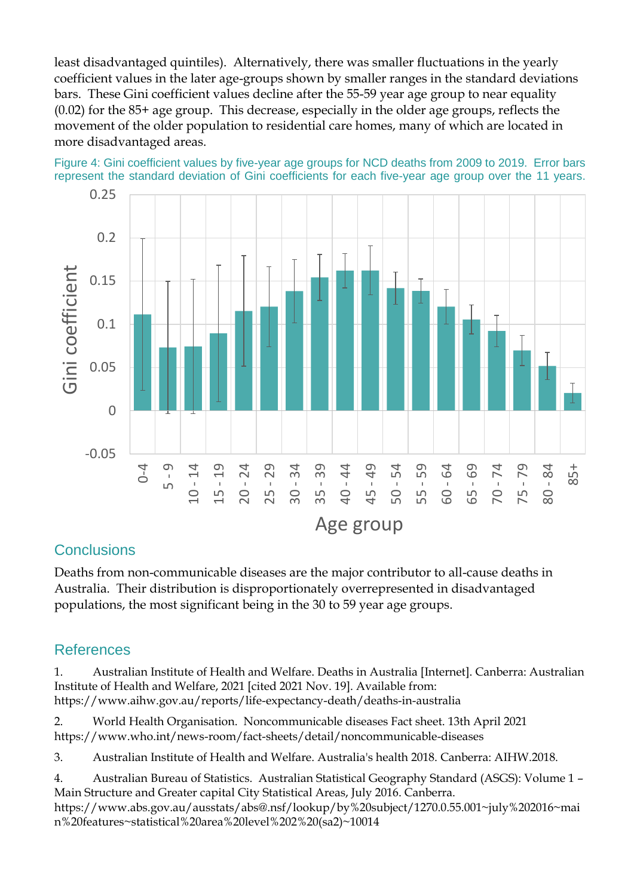least disadvantaged quintiles). Alternatively, there was smaller fluctuations in the yearly coefficient values in the later age-groups shown by smaller ranges in the standard deviations bars. These Gini coefficient values decline after the 55-59 year age group to near equality (0.02) for the 85+ age group. This decrease, especially in the older age groups, reflects the movement of the older population to residential care homes, many of which are located in more disadvantaged areas.

Figure 4: Gini coefficient values by five-year age groups for NCD deaths from 2009 to 2019. Error bars represent the standard deviation of Gini coefficients for each five-year age group over the 11 years.

Gini coefficient

0.25
0.2
0.15
0.1
0.05
0
-0.05

0-4
5 - 9
10 - 14
15 - 19
20 - 24
25 - 29
30 - 34
35 - 39
40 - 44
45 - 49
50 - 54
55 - 59
60 - 64
65 - 69
70 - 74
75 - 79
80 - 84
85+

Age group

## Conclusions

Deaths from non-communicable diseases are the major contributor to all-cause deaths in Australia. Their distribution is disproportionately overrepresented in disadvantaged populations, the most significant being in the 30 to 59 year age groups.

## References

1. Australian Institute of Health and Welfare. Deaths in Australia [Internet]. Canberra: Australian Institute of Health and Welfare, 2021 [cited 2021 Nov. 19]. Available from: https://www.aihw.gov.au/reports/life-expectancy-death/deaths-in-australia

2. World Health Organisation. Noncommunicable diseases Fact sheet. 13th April 2021 https://www.who.int/news-room/fact-sheets/detail/noncommunicable-diseases

3. Australian Institute of Health and Welfare. Australia's health 2018. Canberra: AIHW.2018.

4. Australian Bureau of Statistics. Australian Statistical Geography Standard (ASGS): Volume 1 – Main Structure and Greater capital City Statistical Areas, July 2016. Canberra. https://www.abs.gov.au/ausstats/abs@.nsf/lookup/by%20subject/1270.0.55.001~july%202016~main%20features~statistical%20area%20level%202%20(sa2)~10014